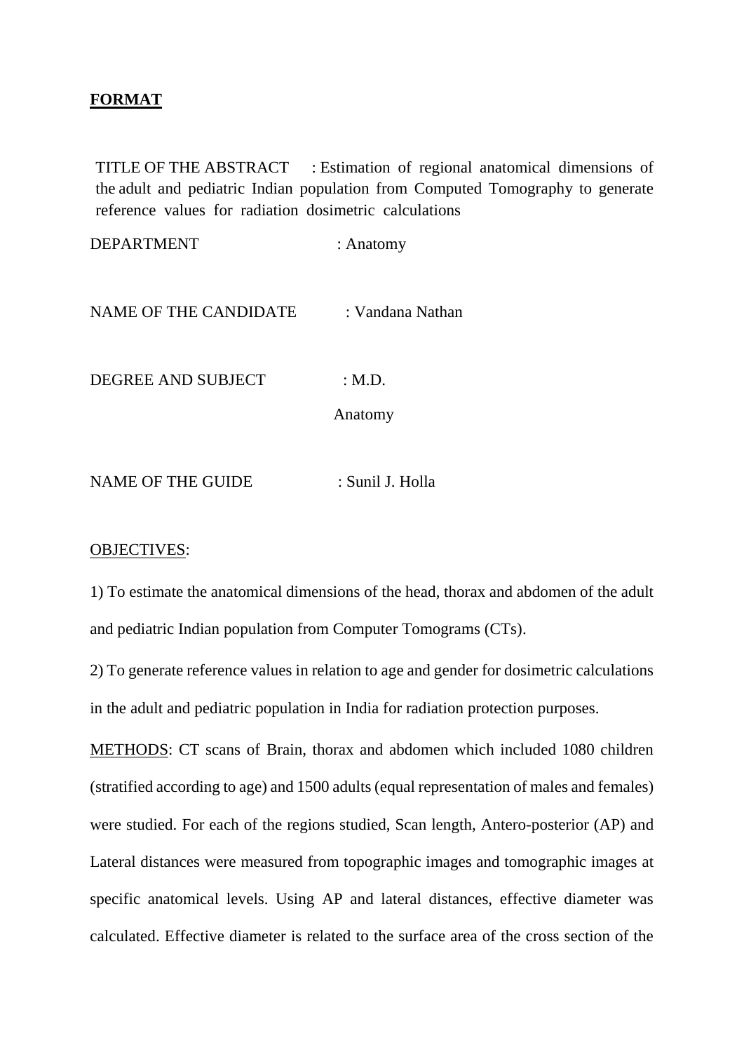**FORMAT**

TITLE OF THE ABSTRACT : Estimation of regional anatomical dimensions of the adult and pediatric Indian population from Computed Tomography to generate reference values for radiation dosimetric calculations

DEPARTMENT : Anatomy

NAME OF THE CANDIDATE : Vandana Nathan

DEGREE AND SUBJECT : M.D.
Anatomy

NAME OF THE GUIDE : Sunil J. Holla

OBJECTIVES:

1) To estimate the anatomical dimensions of the head, thorax and abdomen of the adult and pediatric Indian population from Computer Tomograms (CTs).

2) To generate reference values in relation to age and gender for dosimetric calculations in the adult and pediatric population in India for radiation protection purposes.

METHODS: CT scans of Brain, thorax and abdomen which included 1080 children (stratified according to age) and 1500 adults (equal representation of males and females) were studied. For each of the regions studied, Scan length, Antero-posterior (AP) and Lateral distances were measured from topographic images and tomographic images at specific anatomical levels. Using AP and lateral distances, effective diameter was calculated. Effective diameter is related to the surface area of the cross section of the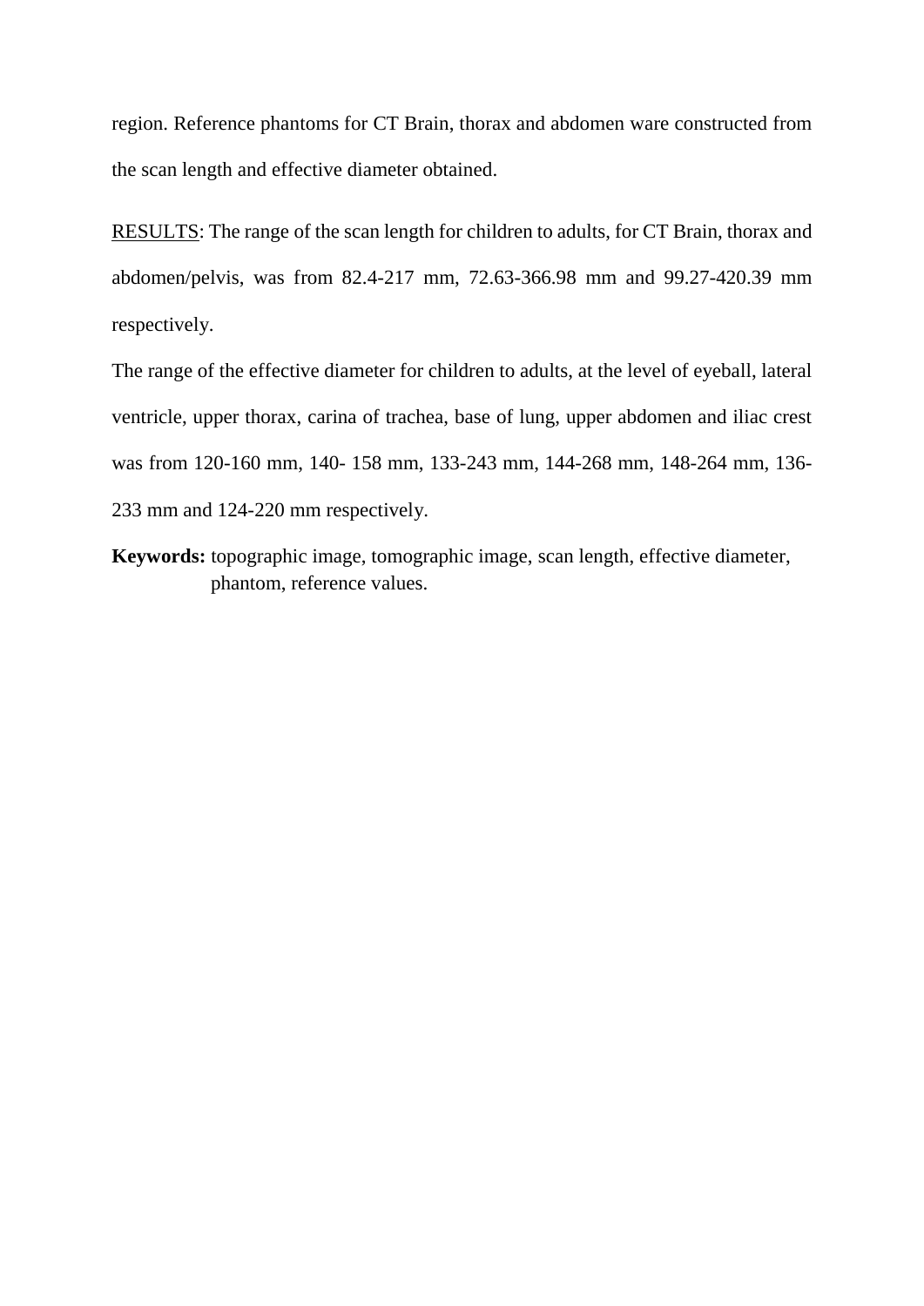region. Reference phantoms for CT Brain, thorax and abdomen ware constructed from the scan length and effective diameter obtained.

RESULTS: The range of the scan length for children to adults, for CT Brain, thorax and abdomen/pelvis, was from 82.4-217 mm, 72.63-366.98 mm and 99.27-420.39 mm respectively.

The range of the effective diameter for children to adults, at the level of eyeball, lateral ventricle, upper thorax, carina of trachea, base of lung, upper abdomen and iliac crest was from 120-160 mm, 140- 158 mm, 133-243 mm, 144-268 mm, 148-264 mm, 136-233 mm and 124-220 mm respectively.

**Keywords:** topographic image, tomographic image, scan length, effective diameter, phantom, reference values.